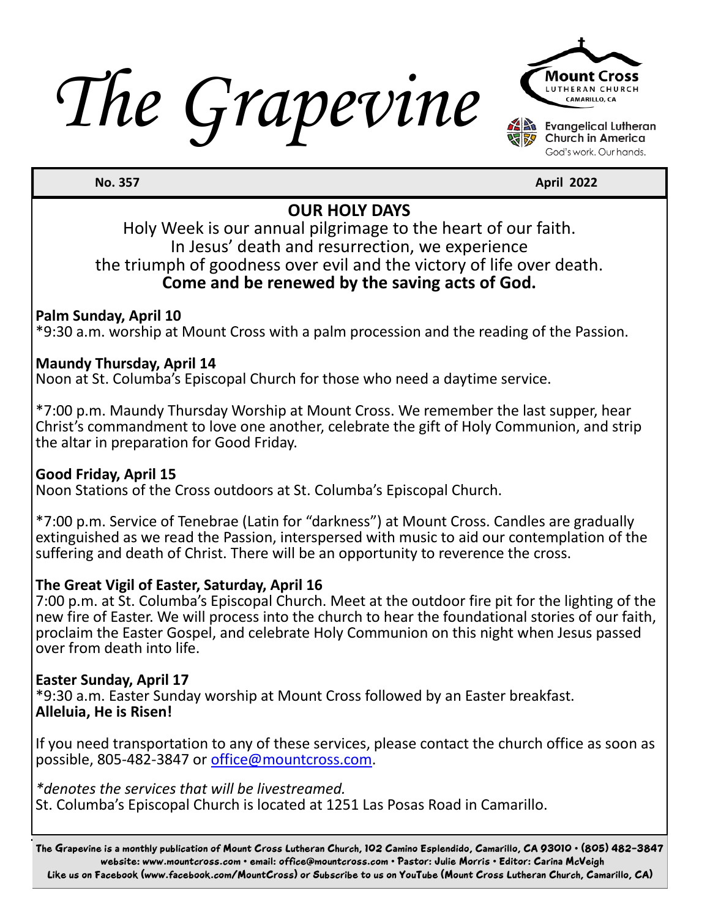# The Grapevine

Mount Cross Lutheran Church, Camarillo, CA

Evangelical Lutheran Church in America — God's work. Our hands.

**No. 357** **April 2022**

## OUR HOLY DAYS

Holy Week is our annual pilgrimage to the heart of our faith.
In Jesus' death and resurrection, we experience
the triumph of goodness over evil and the victory of life over death.
**Come and be renewed by the saving acts of God.**

**Palm Sunday, April 10**
*9:30 a.m. worship at Mount Cross with a palm procession and the reading of the Passion.

**Maundy Thursday, April 14**
Noon at St. Columba's Episcopal Church for those who need a daytime service.

*7:00 p.m. Maundy Thursday Worship at Mount Cross. We remember the last supper, hear Christ's commandment to love one another, celebrate the gift of Holy Communion, and strip the altar in preparation for Good Friday.

**Good Friday, April 15**
Noon Stations of the Cross outdoors at St. Columba's Episcopal Church.

*7:00 p.m. Service of Tenebrae (Latin for "darkness") at Mount Cross. Candles are gradually extinguished as we read the Passion, interspersed with music to aid our contemplation of the suffering and death of Christ. There will be an opportunity to reverence the cross.

**The Great Vigil of Easter, Saturday, April 16**
7:00 p.m. at St. Columba's Episcopal Church. Meet at the outdoor fire pit for the lighting of the new fire of Easter. We will process into the church to hear the foundational stories of our faith, proclaim the Easter Gospel, and celebrate Holy Communion on this night when Jesus passed over from death into life.

**Easter Sunday, April 17**
*9:30 a.m. Easter Sunday worship at Mount Cross followed by an Easter breakfast.
**Alleluia, He is Risen!**

If you need transportation to any of these services, please contact the church office as soon as possible, 805-482-3847 or office@mountcross.com.

*\*denotes the services that will be livestreamed.*
St. Columba's Episcopal Church is located at 1251 Las Posas Road in Camarillo.

The Grapevine is a monthly publication of Mount Cross Lutheran Church, 102 Camino Esplendido, Camarillo, CA 93010 • (805) 482-3847
website: www.mountcross.com • email: office@mountcross.com • Pastor: Julie Morris • Editor: Carina McVeigh
Like us on Facebook (www.facebook.com/MountCross) or Subscribe to us on YouTube (Mount Cross Lutheran Church, Camarillo, CA)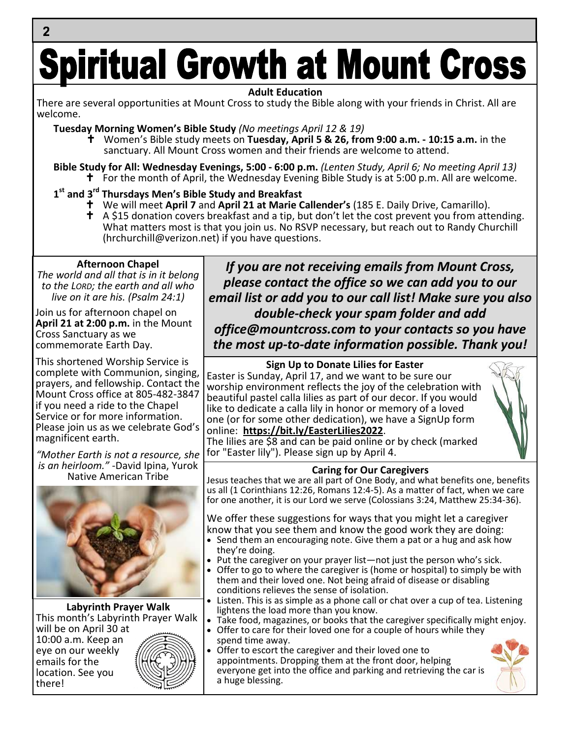# Spiritual Growth at Mount Cross

## Adult Education

There are several opportunities at Mount Cross to study the Bible along with your friends in Christ. All are welcome.

**Tuesday Morning Women's Bible Study** *(No meetings April 12 & 19)*

- ✝ Women's Bible study meets on **Tuesday, April 5 & 26, from 9:00 a.m. - 10:15 a.m.** in the sanctuary. All Mount Cross women and their friends are welcome to attend.

**Bible Study for All: Wednesday Evenings, 5:00 - 6:00 p.m.** *(Lenten Study, April 6; No meeting April 13)*

- ✝ For the month of April, the Wednesday Evening Bible Study is at 5:00 p.m. All are welcome.

**1st and 3rd Thursdays Men's Bible Study and Breakfast**

- ✝ We will meet **April 7** and **April 21 at Marie Callender's** (185 E. Daily Drive, Camarillo).
- ✝ A $15 donation covers breakfast and a tip, but don't let the cost prevent you from attending. What matters most is that you join us. No RSVP necessary, but reach out to Randy Churchill (hrchurchill@verizon.net) if you have questions.

### Afternoon Chapel

*The world and all that is in it belong to the LORD; the earth and all who live on it are his. (Psalm 24:1)*

Join us for afternoon chapel on **April 21 at 2:00 p.m.** in the Mount Cross Sanctuary as we commemorate Earth Day.

This shortened Worship Service is complete with Communion, singing, prayers, and fellowship. Contact the Mount Cross office at 805-482-3847 if you need a ride to the Chapel Service or for more information. Please join us as we celebrate God's magnificent earth.

*"Mother Earth is not a resource, she is an heirloom."* -David Ipina, Yurok Native American Tribe

### Labyrinth Prayer Walk

This month's Labyrinth Prayer Walk will be on April 30 at 10:00 a.m. Keep an eye on our weekly emails for the location. See you there!

***If you are not receiving emails from Mount Cross, please contact the office so we can add you to our email list or add you to our call list! Make sure you also double-check your spam folder and add office@mountcross.com to your contacts so you have the most up-to-date information possible. Thank you!***

### Sign Up to Donate Lilies for Easter

Easter is Sunday, April 17, and we want to be sure our worship environment reflects the joy of the celebration with beautiful pastel calla lilies as part of our decor. If you would like to dedicate a calla lily in honor or memory of a loved one (or for some other dedication), we have a SignUp form online: **https://bit.ly/EasterLilies2022**.
The lilies are $8 and can be paid online or by check (marked for "Easter lily"). Please sign up by April 4.

### Caring for Our Caregivers

Jesus teaches that we are all part of One Body, and what benefits one, benefits us all (1 Corinthians 12:26, Romans 12:4-5). As a matter of fact, when we care for one another, it is our Lord we serve (Colossians 3:24, Matthew 25:34-36).

We offer these suggestions for ways that you might let a caregiver know that you see them and know the good work they are doing:

- Send them an encouraging note. Give them a pat or a hug and ask how they're doing.
- Put the caregiver on your prayer list—not just the person who's sick.
- Offer to go to where the caregiver is (home or hospital) to simply be with them and their loved one. Not being afraid of disease or disabling conditions relieves the sense of isolation.
- Listen. This is as simple as a phone call or chat over a cup of tea. Listening lightens the load more than you know.
- Take food, magazines, or books that the caregiver specifically might enjoy.
- Offer to care for their loved one for a couple of hours while they spend time away.
- Offer to escort the caregiver and their loved one to appointments. Dropping them at the front door, helping everyone get into the office and parking and retrieving the car is a huge blessing.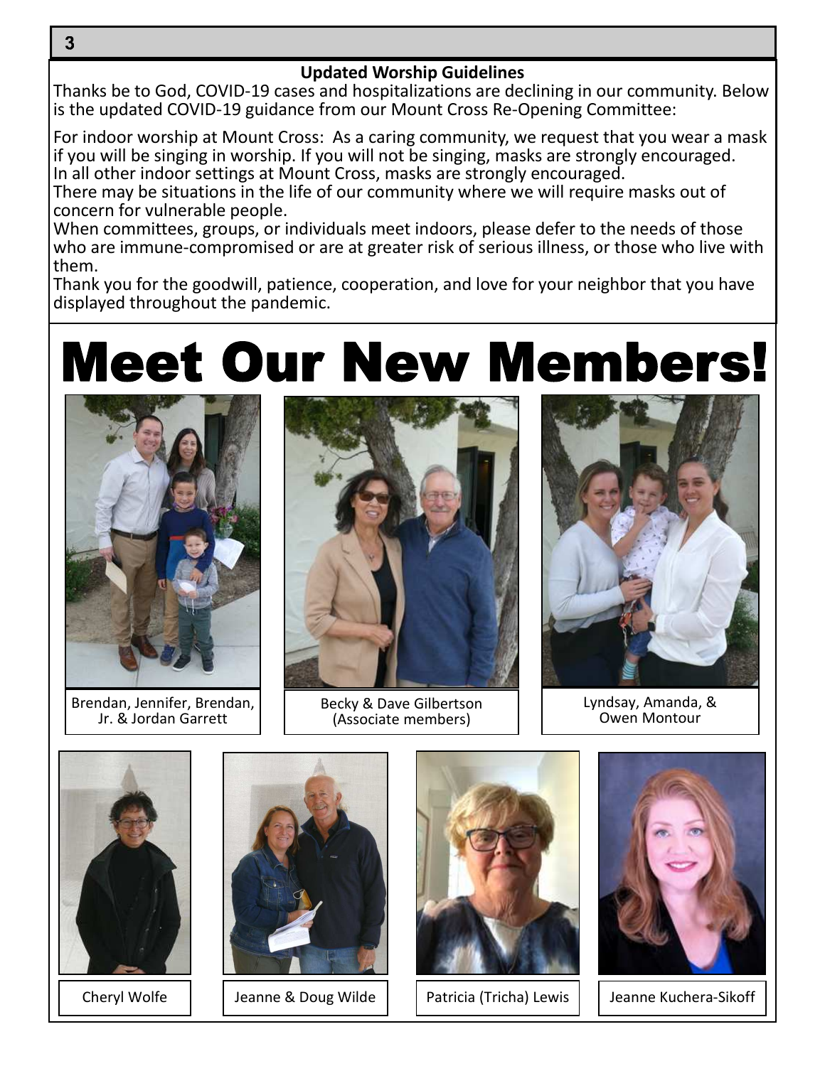## Updated Worship Guidelines

Thanks be to God, COVID-19 cases and hospitalizations are declining in our community. Below is the updated COVID-19 guidance from our Mount Cross Re-Opening Committee:

For indoor worship at Mount Cross: As a caring community, we request that you wear a mask if you will be singing in worship. If you will not be singing, masks are strongly encouraged.
In all other indoor settings at Mount Cross, masks are strongly encouraged.
There may be situations in the life of our community where we will require masks out of concern for vulnerable people.
When committees, groups, or individuals meet indoors, please defer to the needs of those who are immune-compromised or are at greater risk of serious illness, or those who live with them.
Thank you for the goodwill, patience, cooperation, and love for your neighbor that you have displayed throughout the pandemic.

# Meet Our New Members!

Brendan, Jennifer, Brendan, Jr. & Jordan Garrett

Becky & Dave Gilbertson (Associate members)

Lyndsay, Amanda, & Owen Montour

Cheryl Wolfe

Jeanne & Doug Wilde

Patricia (Tricha) Lewis

Jeanne Kuchera-Sikoff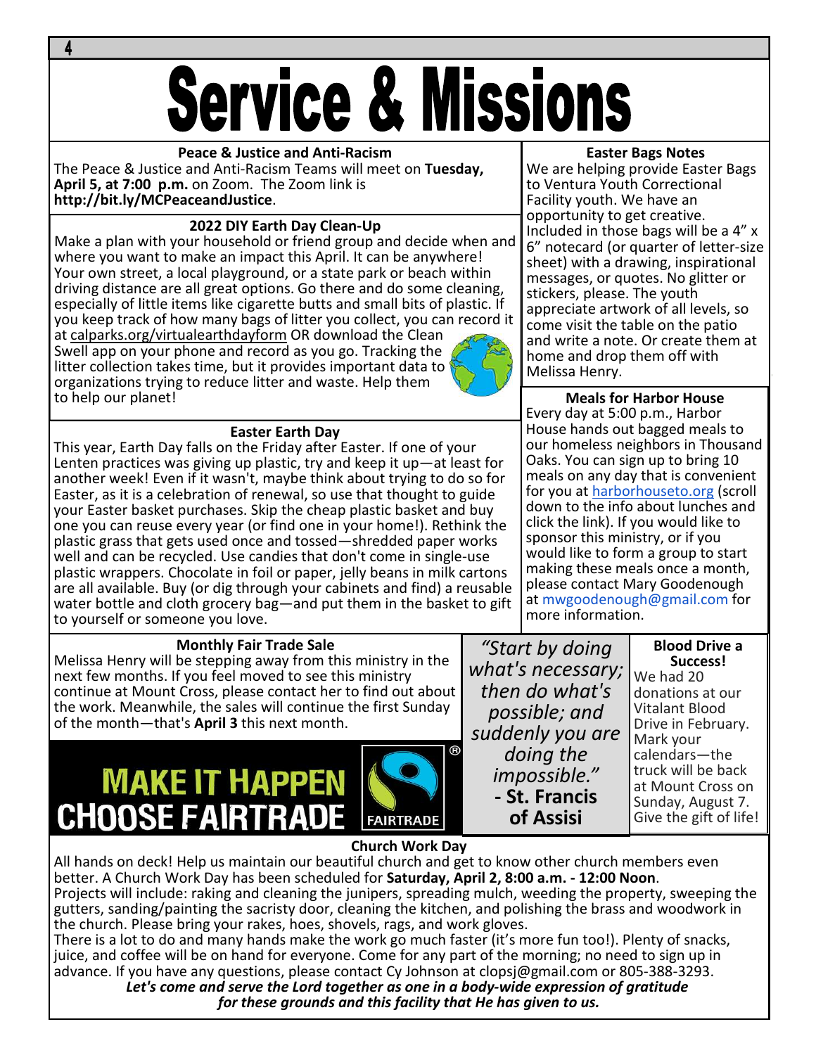# Service & Missions

### Peace & Justice and Anti-Racism

The Peace & Justice and Anti-Racism Teams will meet on **Tuesday, April 5, at 7:00 p.m.** on Zoom. The Zoom link is **http://bit.ly/MCPeaceandJustice**.

### 2022 DIY Earth Day Clean-Up

Make a plan with your household or friend group and decide when and where you want to make an impact this April. It can be anywhere! Your own street, a local playground, or a state park or beach within driving distance are all great options. Go there and do some cleaning, especially of little items like cigarette butts and small bits of plastic. If you keep track of how many bags of litter you collect, you can record it at calparks.org/virtualearthdayform OR download the Clean Swell app on your phone and record as you go. Tracking the litter collection takes time, but it provides important data to organizations trying to reduce litter and waste. Help them to help our planet!

### Easter Earth Day

This year, Earth Day falls on the Friday after Easter. If one of your Lenten practices was giving up plastic, try and keep it up—at least for another week! Even if it wasn't, maybe think about trying to do so for Easter, as it is a celebration of renewal, so use that thought to guide your Easter basket purchases. Skip the cheap plastic basket and buy one you can reuse every year (or find one in your home!). Rethink the plastic grass that gets used once and tossed—shredded paper works well and can be recycled. Use candies that don't come in single-use plastic wrappers. Chocolate in foil or paper, jelly beans in milk cartons are all available. Buy (or dig through your cabinets and find) a reusable water bottle and cloth grocery bag—and put them in the basket to gift to yourself or someone you love.

### Easter Bags Notes

We are helping provide Easter Bags to Ventura Youth Correctional Facility youth. We have an opportunity to get creative. Included in those bags will be a 4" x 6" notecard (or quarter of letter-size sheet) with a drawing, inspirational messages, or quotes. No glitter or stickers, please. The youth appreciate artwork of all levels, so come visit the table on the patio and write a note. Or create them at home and drop them off with Melissa Henry.

### Meals for Harbor House

Every day at 5:00 p.m., Harbor House hands out bagged meals to our homeless neighbors in Thousand Oaks. You can sign up to bring 10 meals on any day that is convenient for you at harborhouseto.org (scroll down to the info about lunches and click the link). If you would like to sponsor this ministry, or if you would like to form a group to start making these meals once a month, please contact Mary Goodenough at mwgoodenough@gmail.com for more information.

### Monthly Fair Trade Sale

Melissa Henry will be stepping away from this ministry in the next few months. If you feel moved to see this ministry continue at Mount Cross, please contact her to find out about the work. Meanwhile, the sales will continue the first Sunday of the month—that's **April 3** this next month.

**MAKE IT HAPPEN CHOOSE FAIRTRADE**

*"Start by doing what's necessary; then do what's possible; and suddenly you are doing the impossible."*
**- St. Francis of Assisi**

### Blood Drive a Success!

We had 20 donations at our Vitalant Blood Drive in February. Mark your calendars—the truck will be back at Mount Cross on Sunday, August 7. Give the gift of life!

### Church Work Day

All hands on deck! Help us maintain our beautiful church and get to know other church members even better. A Church Work Day has been scheduled for **Saturday, April 2, 8:00 a.m. - 12:00 Noon**.

Projects will include: raking and cleaning the junipers, spreading mulch, weeding the property, sweeping the gutters, sanding/painting the sacristy door, cleaning the kitchen, and polishing the brass and woodwork in the church. Please bring your rakes, hoes, shovels, rags, and work gloves.

There is a lot to do and many hands make the work go much faster (it's more fun too!). Plenty of snacks, juice, and coffee will be on hand for everyone. Come for any part of the morning; no need to sign up in advance. If you have any questions, please contact Cy Johnson at clopsj@gmail.com or 805-388-3293.

***Let's come and serve the Lord together as one in a body-wide expression of gratitude for these grounds and this facility that He has given to us.***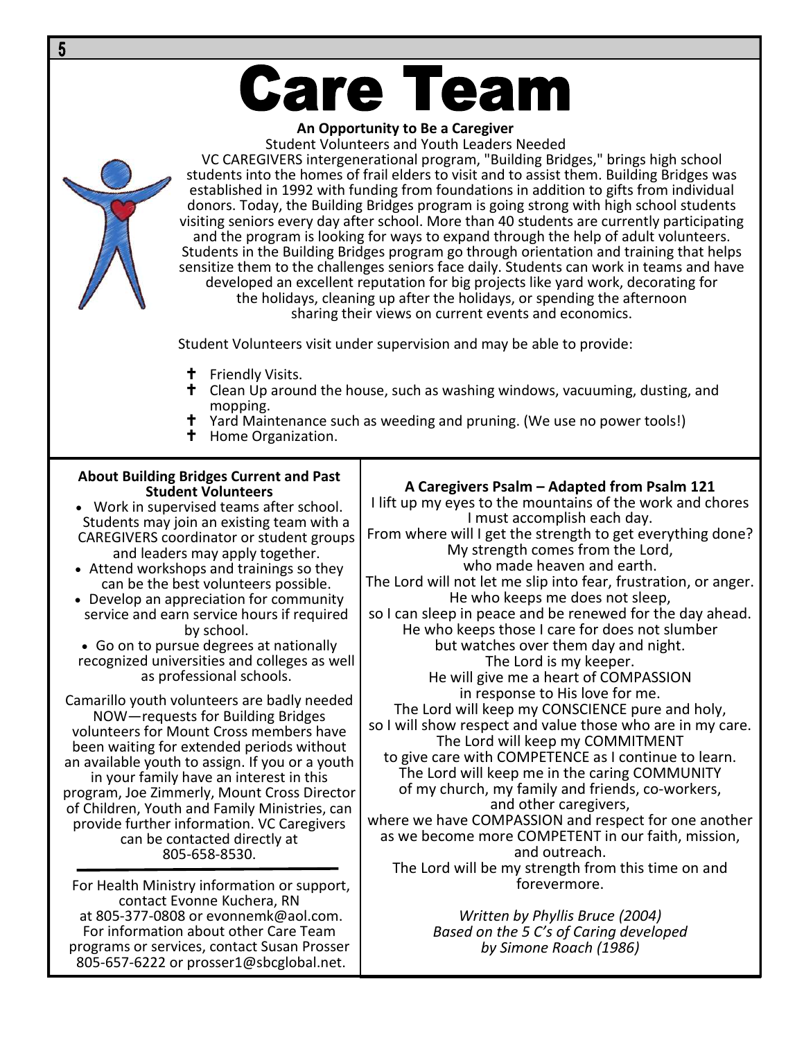# Care Team

**An Opportunity to Be a Caregiver**

Student Volunteers and Youth Leaders Needed

VC CAREGIVERS intergenerational program, "Building Bridges," brings high school students into the homes of frail elders to visit and to assist them. Building Bridges was established in 1992 with funding from foundations in addition to gifts from individual donors. Today, the Building Bridges program is going strong with high school students visiting seniors every day after school. More than 40 students are currently participating and the program is looking for ways to expand through the help of adult volunteers. Students in the Building Bridges program go through orientation and training that helps sensitize them to the challenges seniors face daily. Students can work in teams and have developed an excellent reputation for big projects like yard work, decorating for the holidays, cleaning up after the holidays, or spending the afternoon sharing their views on current events and economics.

Student Volunteers visit under supervision and may be able to provide:

- Friendly Visits.
- Clean Up around the house, such as washing windows, vacuuming, dusting, and mopping.
- Yard Maintenance such as weeding and pruning. (We use no power tools!)
- Home Organization.

**About Building Bridges Current and Past Student Volunteers**

- Work in supervised teams after school. Students may join an existing team with a CAREGIVERS coordinator or student groups and leaders may apply together.
- Attend workshops and trainings so they can be the best volunteers possible.
- Develop an appreciation for community service and earn service hours if required by school.
- Go on to pursue degrees at nationally recognized universities and colleges as well as professional schools.

Camarillo youth volunteers are badly needed NOW—requests for Building Bridges volunteers for Mount Cross members have been waiting for extended periods without an available youth to assign. If you or a youth in your family have an interest in this program, Joe Zimmerly, Mount Cross Director of Children, Youth and Family Ministries, can provide further information. VC Caregivers can be contacted directly at 805-658-8530.

---

For Health Ministry information or support, contact Evonne Kuchera, RN at 805-377-0808 or evonnemk@aol.com. For information about other Care Team programs or services, contact Susan Prosser 805-657-6222 or prosser1@sbcglobal.net.

**A Caregivers Psalm – Adapted from Psalm 121**

I lift up my eyes to the mountains of the work and chores I must accomplish each day.
From where will I get the strength to get everything done?
My strength comes from the Lord,
who made heaven and earth.
The Lord will not let me slip into fear, frustration, or anger.
He who keeps me does not sleep,
so I can sleep in peace and be renewed for the day ahead.
He who keeps those I care for does not slumber
but watches over them day and night.
The Lord is my keeper.
He will give me a heart of COMPASSION
in response to His love for me.
The Lord will keep my CONSCIENCE pure and holy,
so I will show respect and value those who are in my care.
The Lord will keep my COMMITMENT
to give care with COMPETENCE as I continue to learn.
The Lord will keep me in the caring COMMUNITY
of my church, my family and friends, co-workers,
and other caregivers,
where we have COMPASSION and respect for one another
as we become more COMPETENT in our faith, mission,
and outreach.
The Lord will be my strength from this time on and
forevermore.

*Written by Phyllis Bruce (2004)*
*Based on the 5 C's of Caring developed by Simone Roach (1986)*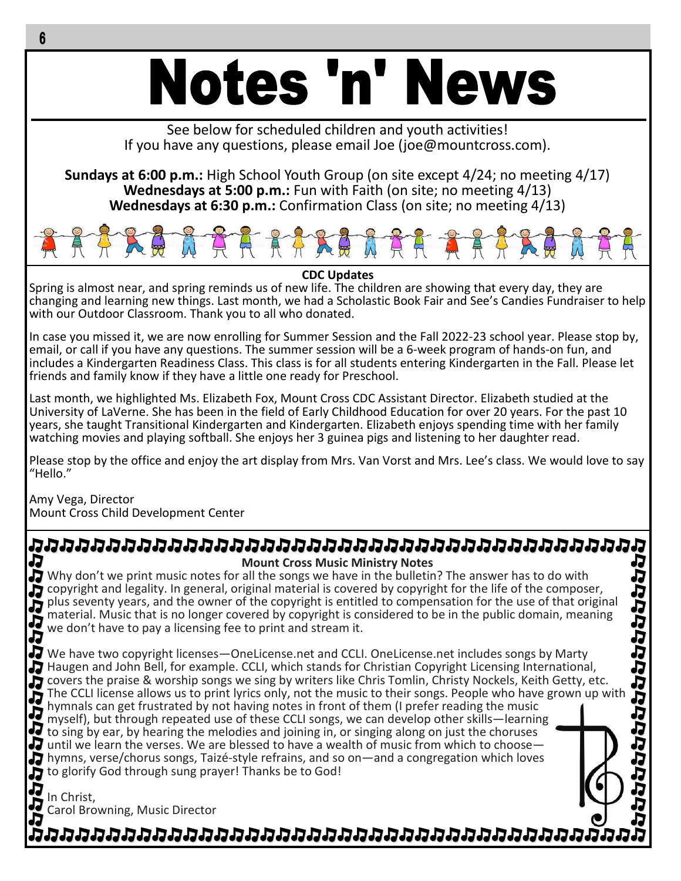# Notes 'n' News

See below for scheduled children and youth activities!
If you have any questions, please email Joe (joe@mountcross.com).

**Sundays at 6:00 p.m.:** High School Youth Group (on site except 4/24; no meeting 4/17)
**Wednesdays at 5:00 p.m.:** Fun with Faith (on site; no meeting 4/13)
**Wednesdays at 6:30 p.m.:** Confirmation Class (on site; no meeting 4/13)

## CDC Updates

Spring is almost near, and spring reminds us of new life. The children are showing that every day, they are changing and learning new things. Last month, we had a Scholastic Book Fair and See's Candies Fundraiser to help with our Outdoor Classroom. Thank you to all who donated.

In case you missed it, we are now enrolling for Summer Session and the Fall 2022-23 school year. Please stop by, email, or call if you have any questions. The summer session will be a 6-week program of hands-on fun, and includes a Kindergarten Readiness Class. This class is for all students entering Kindergarten in the Fall. Please let friends and family know if they have a little one ready for Preschool.

Last month, we highlighted Ms. Elizabeth Fox, Mount Cross CDC Assistant Director. Elizabeth studied at the University of LaVerne. She has been in the field of Early Childhood Education for over 20 years. For the past 10 years, she taught Transitional Kindergarten and Kindergarten. Elizabeth enjoys spending time with her family watching movies and playing softball. She enjoys her 3 guinea pigs and listening to her daughter read.

Please stop by the office and enjoy the art display from Mrs. Van Vorst and Mrs. Lee's class. We would love to say "Hello."

Amy Vega, Director
Mount Cross Child Development Center

## Mount Cross Music Ministry Notes

Why don't we print music notes for all the songs we have in the bulletin? The answer has to do with copyright and legality. In general, original material is covered by copyright for the life of the composer, plus seventy years, and the owner of the copyright is entitled to compensation for the use of that original material. Music that is no longer covered by copyright is considered to be in the public domain, meaning we don't have to pay a licensing fee to print and stream it.

We have two copyright licenses—OneLicense.net and CCLI. OneLicense.net includes songs by Marty Haugen and John Bell, for example. CCLI, which stands for Christian Copyright Licensing International, covers the praise & worship songs we sing by writers like Chris Tomlin, Christy Nockels, Keith Getty, etc. The CCLI license allows us to print lyrics only, not the music to their songs. People who have grown up with hymnals can get frustrated by not having notes in front of them (I prefer reading the music myself), but through repeated use of these CCLI songs, we can develop other skills—learning to sing by ear, by hearing the melodies and joining in, or singing along on just the choruses until we learn the verses. We are blessed to have a wealth of music from which to choose—hymns, verse/chorus songs, Taizé-style refrains, and so on—and a congregation which loves to glorify God through sung prayer! Thanks be to God!

In Christ,
Carol Browning, Music Director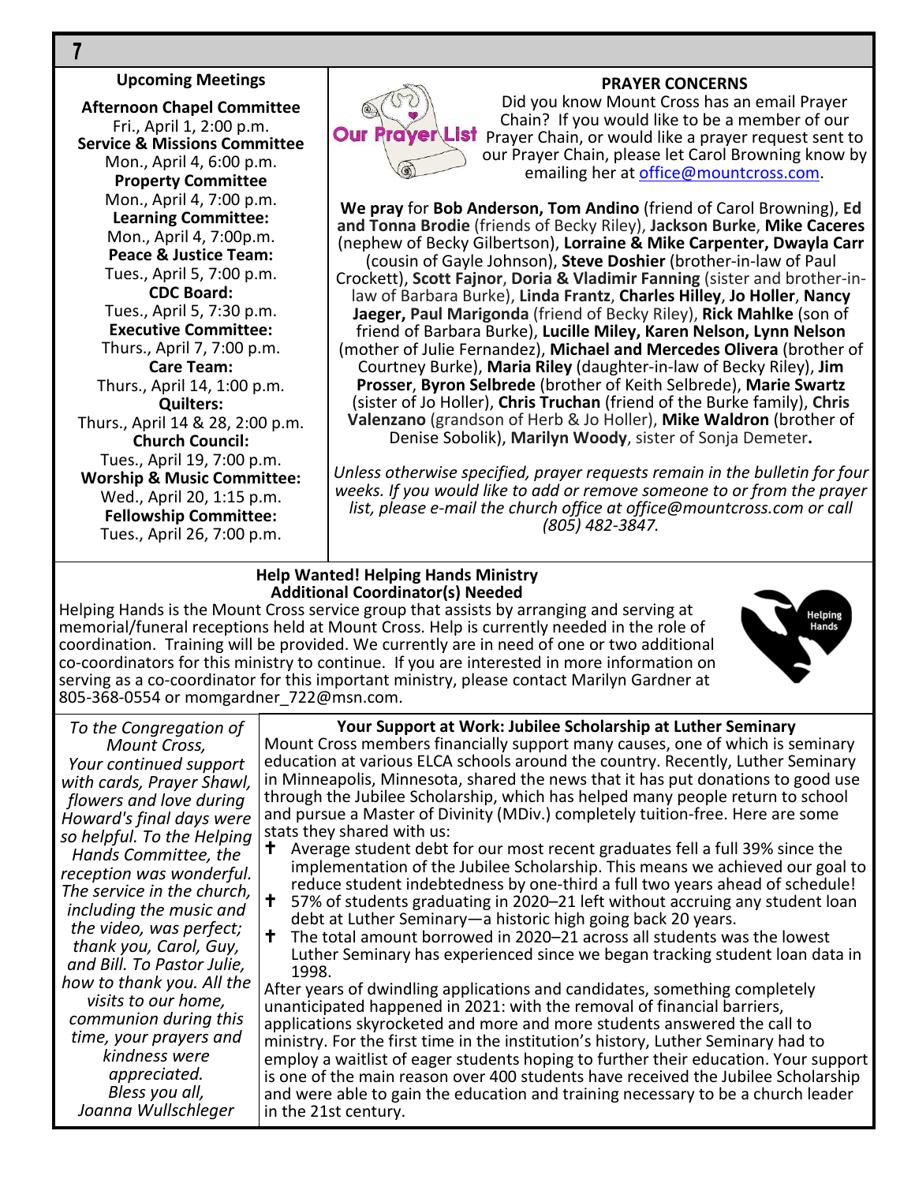## Upcoming Meetings

**Afternoon Chapel Committee**
Fri., April 1, 2:00 p.m.
**Service & Missions Committee**
Mon., April 4, 6:00 p.m.
**Property Committee**
Mon., April 4, 7:00 p.m.
**Learning Committee:**
Mon., April 4, 7:00p.m.
**Peace & Justice Team:**
Tues., April 5, 7:00 p.m.
**CDC Board:**
Tues., April 5, 7:30 p.m.
**Executive Committee:**
Thurs., April 7, 7:00 p.m.
**Care Team:**
Thurs., April 14, 1:00 p.m.
**Quilters:**
Thurs., April 14 & 28, 2:00 p.m.
**Church Council:**
Tues., April 19, 7:00 p.m.
**Worship & Music Committee:**
Wed., April 20, 1:15 p.m.
**Fellowship Committee:**
Tues., April 26, 7:00 p.m.

## PRAYER CONCERNS

Our Prayer List

Did you know Mount Cross has an email Prayer Chain? If you would like to be a member of our Prayer Chain, or would like a prayer request sent to our Prayer Chain, please let Carol Browning know by emailing her at office@mountcross.com.

**We pray** for **Bob Anderson, Tom Andino** (friend of Carol Browning), **Ed and Tonna Brodie** (friends of Becky Riley), **Jackson Burke**, **Mike Caceres** (nephew of Becky Gilbertson), **Lorraine & Mike Carpenter, Dwayla Carr** (cousin of Gayle Johnson), **Steve Doshier** (brother-in-law of Paul Crockett), **Scott Fajnor**, **Doria & Vladimir Fanning** (sister and brother-in-law of Barbara Burke), **Linda Frantz**, **Charles Hilley**, **Jo Holler**, **Nancy Jaeger, Paul Marigonda** (friend of Becky Riley), **Rick Mahlke** (son of friend of Barbara Burke), **Lucille Miley, Karen Nelson, Lynn Nelson** (mother of Julie Fernandez), **Michael and Mercedes Olivera** (brother of Courtney Burke), **Maria Riley** (daughter-in-law of Becky Riley), **Jim Prosser**, **Byron Selbrede** (brother of Keith Selbrede), **Marie Swartz** (sister of Jo Holler), **Chris Truchan** (friend of the Burke family), **Chris Valenzano** (grandson of Herb & Jo Holler), **Mike Waldron** (brother of Denise Sobolik), **Marilyn Woody**, sister of Sonja Demeter**.**

*Unless otherwise specified, prayer requests remain in the bulletin for four weeks. If you would like to add or remove someone to or from the prayer list, please e-mail the church office at office@mountcross.com or call (805) 482-3847.*

## Help Wanted! Helping Hands Ministry
## Additional Coordinator(s) Needed

Helping Hands is the Mount Cross service group that assists by arranging and serving at memorial/funeral receptions held at Mount Cross. Help is currently needed in the role of coordination. Training will be provided. We currently are in need of one or two additional co-coordinators for this ministry to continue. If you are interested in more information on serving as a co-coordinator for this important ministry, please contact Marilyn Gardner at 805-368-0554 or momgardner_722@msn.com.

*To the Congregation of Mount Cross,*
*Your continued support with cards, Prayer Shawl, flowers and love during Howard's final days were so helpful. To the Helping Hands Committee, the reception was wonderful. The service in the church, including the music and the video, was perfect; thank you, Carol, Guy, and Bill. To Pastor Julie, how to thank you. All the visits to our home, communion during this time, your prayers and kindness were appreciated.*
*Bless you all,*
*Joanna Wullschleger*

## Your Support at Work: Jubilee Scholarship at Luther Seminary

Mount Cross members financially support many causes, one of which is seminary education at various ELCA schools around the country. Recently, Luther Seminary in Minneapolis, Minnesota, shared the news that it has put donations to good use through the Jubilee Scholarship, which has helped many people return to school and pursue a Master of Divinity (MDiv.) completely tuition-free. Here are some stats they shared with us:

- Average student debt for our most recent graduates fell a full 39% since the implementation of the Jubilee Scholarship. This means we achieved our goal to reduce student indebtedness by one-third a full two years ahead of schedule!
- 57% of students graduating in 2020–21 left without accruing any student loan debt at Luther Seminary—a historic high going back 20 years.
- The total amount borrowed in 2020–21 across all students was the lowest Luther Seminary has experienced since we began tracking student loan data in 1998.

After years of dwindling applications and candidates, something completely unanticipated happened in 2021: with the removal of financial barriers, applications skyrocketed and more and more students answered the call to ministry. For the first time in the institution's history, Luther Seminary had to employ a waitlist of eager students hoping to further their education. Your support is one of the main reason over 400 students have received the Jubilee Scholarship and were able to gain the education and training necessary to be a church leader in the 21st century.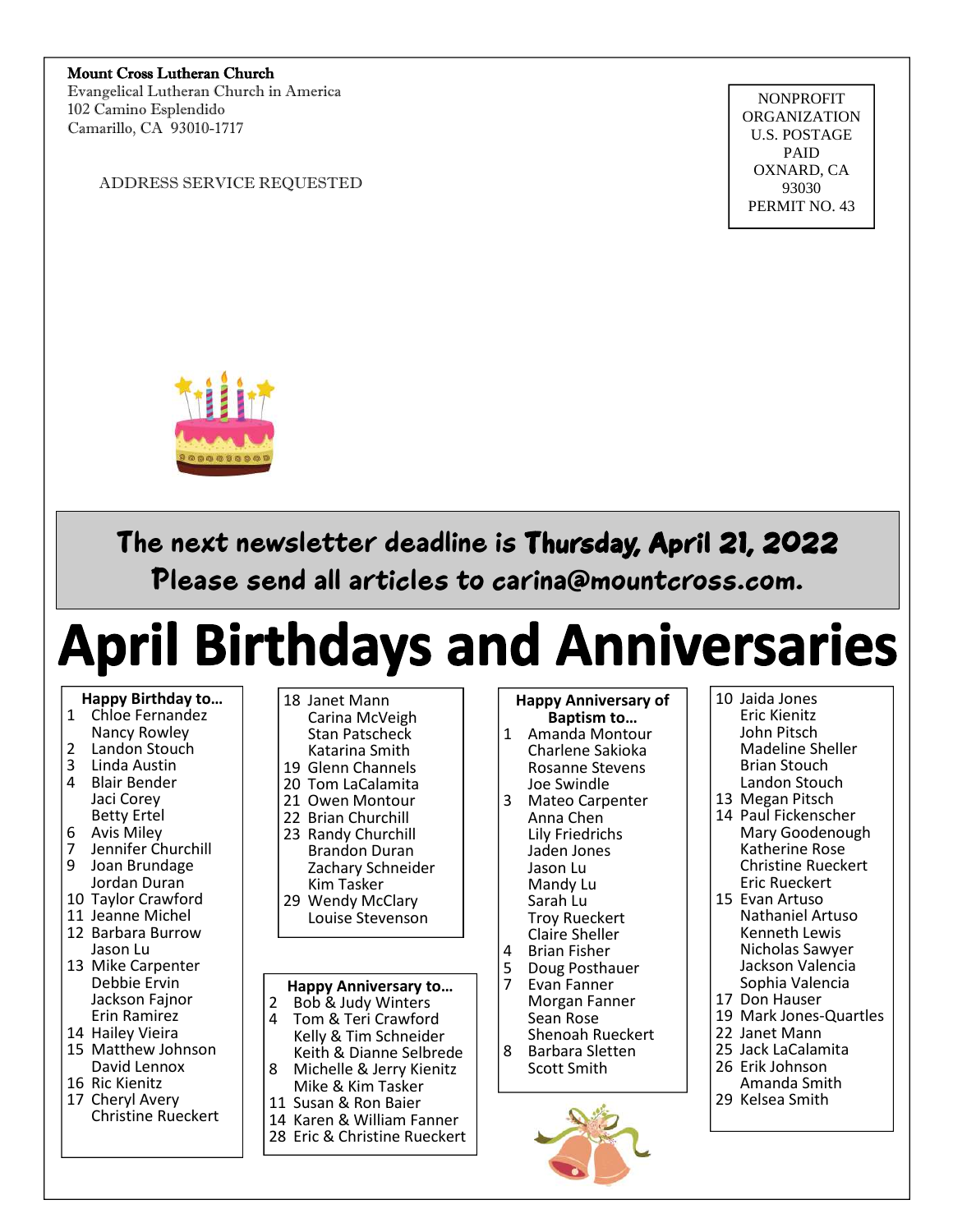**Mount Cross Lutheran Church**
Evangelical Lutheran Church in America
102 Camino Esplendido
Camarillo, CA 93010-1717

ADDRESS SERVICE REQUESTED

NONPROFIT ORGANIZATION
U.S. POSTAGE
PAID
OXNARD, CA
93030
PERMIT NO. 43

**The next newsletter deadline is Thursday, April 21, 2022**
**Please send all articles to carina@mountcross.com.**

# April Birthdays and Anniversaries

**Happy Birthday to…**

1 Chloe Fernandez
   Nancy Rowley
2 Landon Stouch
3 Linda Austin
4 Blair Bender
   Jaci Corey
   Betty Ertel
6 Avis Miley
7 Jennifer Churchill
9 Joan Brundage
   Jordan Duran
10 Taylor Crawford
11 Jeanne Michel
12 Barbara Burrow
   Jason Lu
13 Mike Carpenter
   Debbie Ervin
   Jackson Fajnor
   Erin Ramirez
14 Hailey Vieira
15 Matthew Johnson
   David Lennox
16 Ric Kienitz
17 Cheryl Avery
   Christine Rueckert
18 Janet Mann
   Carina McVeigh
   Stan Patscheck
   Katarina Smith
19 Glenn Channels
20 Tom LaCalamita
21 Owen Montour
22 Brian Churchill
23 Randy Churchill
   Brandon Duran
   Zachary Schneider
   Kim Tasker
29 Wendy McClary
   Louise Stevenson

**Happy Anniversary to…**

2 Bob & Judy Winters
4 Tom & Teri Crawford
   Kelly & Tim Schneider
   Keith & Dianne Selbrede
8 Michelle & Jerry Kienitz
   Mike & Kim Tasker
11 Susan & Ron Baier
14 Karen & William Fanner
28 Eric & Christine Rueckert

**Happy Anniversary of Baptism to…**

1 Amanda Montour
   Charlene Sakioka
   Rosanne Stevens
   Joe Swindle
3 Mateo Carpenter
   Anna Chen
   Lily Friedrichs
   Jaden Jones
   Jason Lu
   Mandy Lu
   Sarah Lu
   Troy Rueckert
   Claire Sheller
4 Brian Fisher
5 Doug Posthauer
7 Evan Fanner
   Morgan Fanner
   Sean Rose
   Shenoah Rueckert
8 Barbara Sletten
   Scott Smith
10 Jaida Jones
   Eric Kienitz
   John Pitsch
   Madeline Sheller
   Brian Stouch
   Landon Stouch
13 Megan Pitsch
14 Paul Fickenscher
   Mary Goodenough
   Katherine Rose
   Christine Rueckert
   Eric Rueckert
15 Evan Artuso
   Nathaniel Artuso
   Kenneth Lewis
   Nicholas Sawyer
   Jackson Valencia
   Sophia Valencia
17 Don Hauser
19 Mark Jones-Quartles
22 Janet Mann
25 Jack LaCalamita
26 Erik Johnson
   Amanda Smith
29 Kelsea Smith